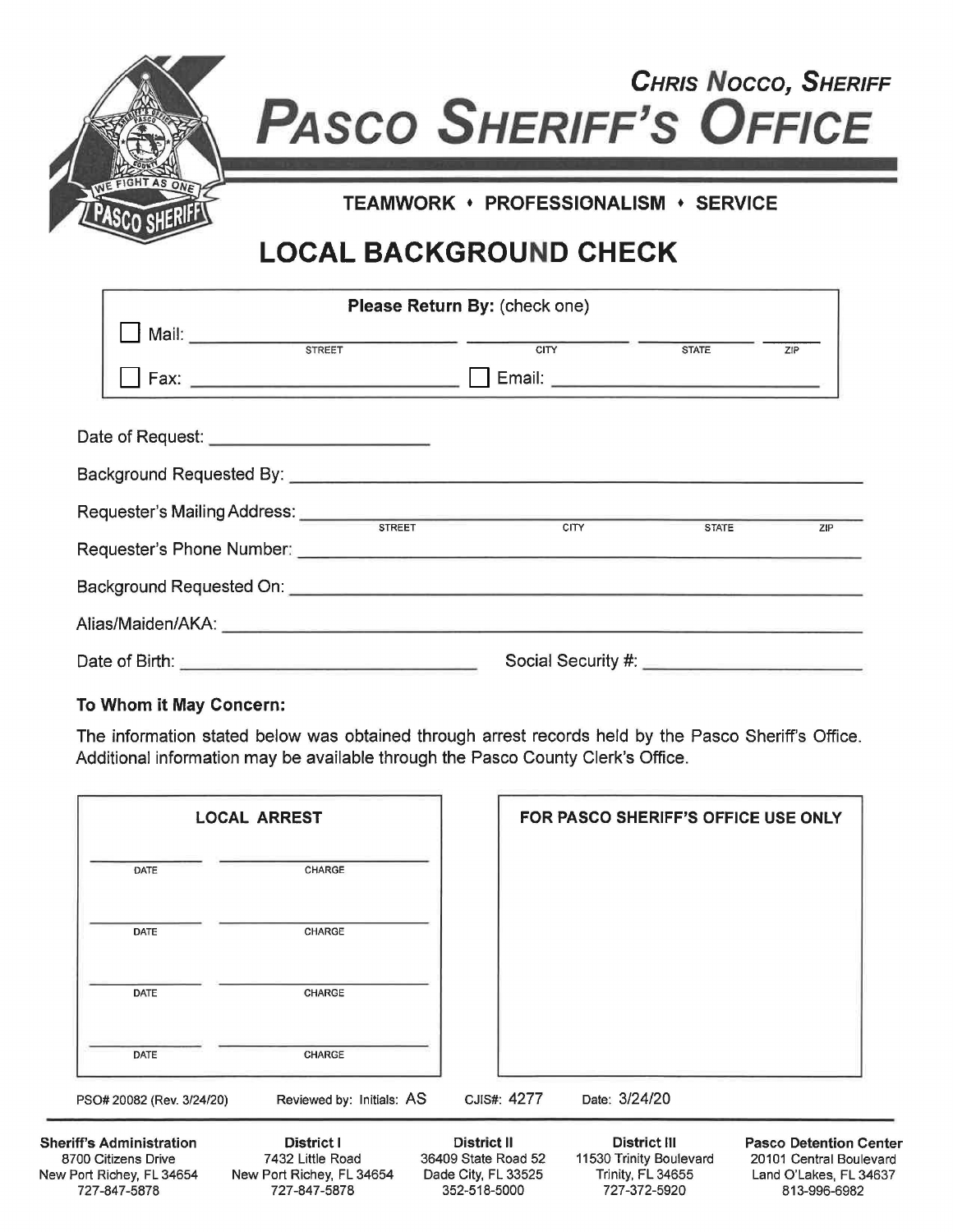**CHRIS NOCCO, SHERIFF**

# PASCO SHERIFF'S OFFICE

**TEAMWORK • PROFESSIONALISM • SERVICE**

## LOCAL BACKGROUND CHECK

**Please Return By:** (check one)

☐ Mail: \_\_\_\_\_\_\_\_\_\_\_\_\_\_\_\_\_\_\_\_ \_\_\_\_\_\_\_\_\_\_\_\_ \_\_\_\_\_\_\_\_ \_\_\_\_\_
STREET CITY STATE ZIP

☐ Fax: \_\_\_\_\_\_\_\_\_\_\_\_\_\_\_\_\_\_\_\_ ☐ Email: \_\_\_\_\_\_\_\_\_\_\_\_\_\_\_\_\_\_\_\_

Date of Request: \_\_\_\_\_\_\_\_\_\_\_\_\_\_\_\_\_\_\_\_

Background Requested By: \_\_\_\_\_\_\_\_\_\_\_\_\_\_\_\_\_\_\_\_

Requester's Mailing Address: \_\_\_\_\_\_\_\_\_\_\_\_\_\_\_\_\_\_\_\_
STREET CITY STATE ZIP

Requester's Phone Number: \_\_\_\_\_\_\_\_\_\_\_\_\_\_\_\_\_\_\_\_

Background Requested On: \_\_\_\_\_\_\_\_\_\_\_\_\_\_\_\_\_\_\_\_

Alias/Maiden/AKA: \_\_\_\_\_\_\_\_\_\_\_\_\_\_\_\_\_\_\_\_

Date of Birth: \_\_\_\_\_\_\_\_\_\_\_\_\_\_\_\_\_\_\_\_ Social Security #: \_\_\_\_\_\_\_\_\_\_\_\_\_\_\_\_\_\_\_\_

**To Whom it May Concern:**

The information stated below was obtained through arrest records held by the Pasco Sheriff's Office. Additional information may be available through the Pasco County Clerk's Office.

| LOCAL ARREST | |
|---|---|
| DATE | CHARGE |
| DATE | CHARGE |
| DATE | CHARGE |
| DATE | CHARGE |

**FOR PASCO SHERIFF'S OFFICE USE ONLY**

PSO# 20082 (Rev. 3/24/20) Reviewed by: Initials: AS CJIS#: 4277 Date: 3/24/20

| Sheriff's Administration | District I | District II | District III | Pasco Detention Center |
|---|---|---|---|---|
| 8700 Citizens Drive | 7432 Little Road | 36409 State Road 52 | 11530 Trinity Boulevard | 20101 Central Boulevard |
| New Port Richey, FL 34654 | New Port Richey, FL 34654 | Dade City, FL 33525 | Trinity, FL 34655 | Land O'Lakes, FL 34637 |
| 727-847-5878 | 727-847-5878 | 352-518-5000 | 727-372-5920 | 813-996-6982 |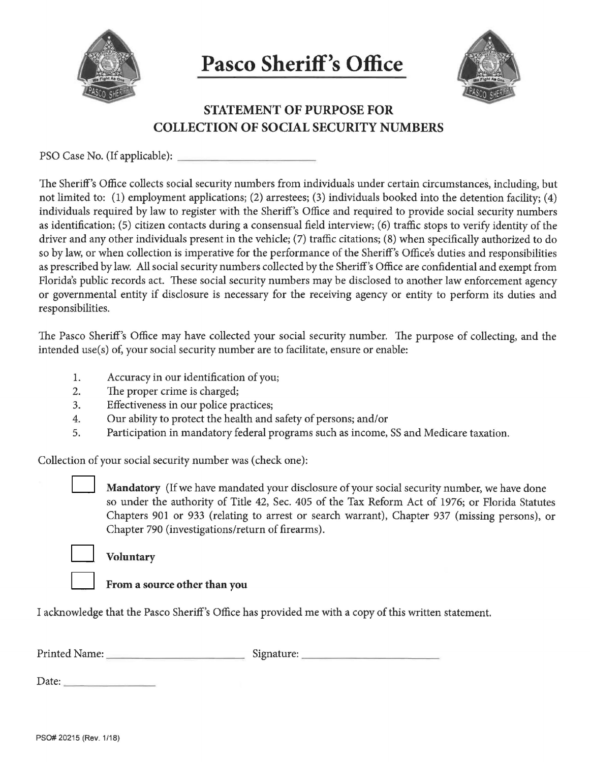# Pasco Sheriff's Office

## STATEMENT OF PURPOSE FOR COLLECTION OF SOCIAL SECURITY NUMBERS

PSO Case No. (If applicable): ____________________

The Sheriff's Office collects social security numbers from individuals under certain circumstances, including, but not limited to: (1) employment applications; (2) arrestees; (3) individuals booked into the detention facility; (4) individuals required by law to register with the Sheriff's Office and required to provide social security numbers as identification; (5) citizen contacts during a consensual field interview; (6) traffic stops to verify identity of the driver and any other individuals present in the vehicle; (7) traffic citations; (8) when specifically authorized to do so by law, or when collection is imperative for the performance of the Sheriff's Office's duties and responsibilities as prescribed by law. All social security numbers collected by the Sheriff's Office are confidential and exempt from Florida's public records act. These social security numbers may be disclosed to another law enforcement agency or governmental entity if disclosure is necessary for the receiving agency or entity to perform its duties and responsibilities.

The Pasco Sheriff's Office may have collected your social security number. The purpose of collecting, and the intended use(s) of, your social security number are to facilitate, ensure or enable:

1. Accuracy in our identification of you;
2. The proper crime is charged;
3. Effectiveness in our police practices;
4. Our ability to protect the health and safety of persons; and/or
5. Participation in mandatory federal programs such as income, SS and Medicare taxation.

Collection of your social security number was (check one):

☐ **Mandatory** (If we have mandated your disclosure of your social security number, we have done so under the authority of Title 42, Sec. 405 of the Tax Reform Act of 1976; or Florida Statutes Chapters 901 or 933 (relating to arrest or search warrant), Chapter 937 (missing persons), or Chapter 790 (investigations/return of firearms).

☐ **Voluntary**

☐ **From a source other than you**

I acknowledge that the Pasco Sheriff's Office has provided me with a copy of this written statement.

Printed Name: ____________________ Signature: ____________________

Date: ______________

PSO# 20215 (Rev. 1/18)